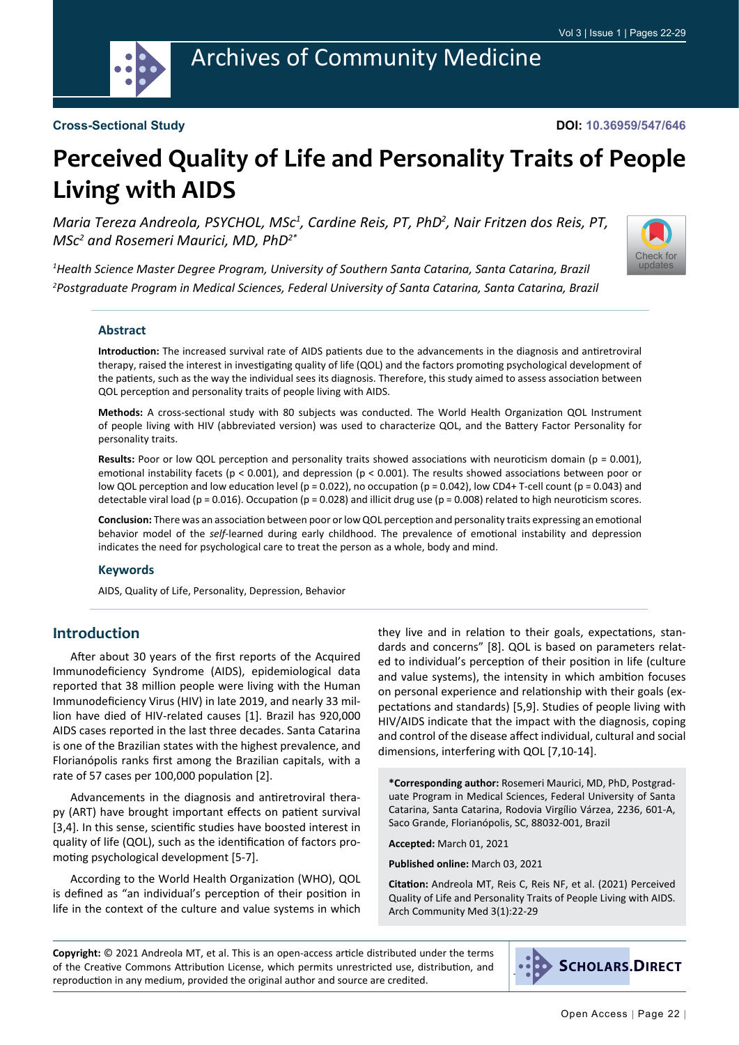Cross-Sectional Study

DOI: 10.36959/547/646

# Perceived Quality of Life and Personality Traits of People Living with AIDS

*Maria Tereza Andreola, PSYCHOL, MSc[1], Cardine Reis, PT, PhD[2], Nair Fritzen dos Reis, PT, MSc[2] and Rosemeri Maurici, MD, PhD[2*]*

*[1]Health Science Master Degree Program, University of Southern Santa Catarina, Santa Catarina, Brazil*
*[2]Postgraduate Program in Medical Sciences, Federal University of Santa Catarina, Santa Catarina, Brazil*

## Abstract

**Introduction:** The increased survival rate of AIDS patients due to the advancements in the diagnosis and antiretroviral therapy, raised the interest in investigating quality of life (QOL) and the factors promoting psychological development of the patients, such as the way the individual sees its diagnosis. Therefore, this study aimed to assess association between QOL perception and personality traits of people living with AIDS.

**Methods:** A cross-sectional study with 80 subjects was conducted. The World Health Organization QOL Instrument of people living with HIV (abbreviated version) was used to characterize QOL, and the Battery Factor Personality for personality traits.

**Results:** Poor or low QOL perception and personality traits showed associations with neuroticism domain ($p = 0.001$), emotional instability facets ($p < 0.001$), and depression ($p < 0.001$). The results showed associations between poor or low QOL perception and low education level ($p = 0.022$), no occupation ($p = 0.042$), low CD4+ T-cell count ($p = 0.043$) and detectable viral load ($p = 0.016$). Occupation ($p = 0.028$) and illicit drug use ($p = 0.008$) related to high neuroticism scores.

**Conclusion:** There was an association between poor or low QOL perception and personality traits expressing an emotional behavior model of the *self*-learned during early childhood. The prevalence of emotional instability and depression indicates the need for psychological care to treat the person as a whole, body and mind.

### Keywords

AIDS, Quality of Life, Personality, Depression, Behavior

## Introduction

After about 30 years of the first reports of the Acquired Immunodeficiency Syndrome (AIDS), epidemiological data reported that 38 million people were living with the Human Immunodeficiency Virus (HIV) in late 2019, and nearly 33 million have died of HIV-related causes [1]. Brazil has 920,000 AIDS cases reported in the last three decades. Santa Catarina is one of the Brazilian states with the highest prevalence, and Florianópolis ranks first among the Brazilian capitals, with a rate of 57 cases per 100,000 population [2].

Advancements in the diagnosis and antiretroviral therapy (ART) have brought important effects on patient survival [3,4]. In this sense, scientific studies have boosted interest in quality of life (QOL), such as the identification of factors promoting psychological development [5-7].

According to the World Health Organization (WHO), QOL is defined as "an individual's perception of their position in life in the context of the culture and value systems in which they live and in relation to their goals, expectations, standards and concerns" [8]. QOL is based on parameters related to individual's perception of their position in life (culture and value systems), the intensity in which ambition focuses on personal experience and relationship with their goals (expectations and standards) [5,9]. Studies of people living with HIV/AIDS indicate that the impact with the diagnosis, coping and control of the disease affect individual, cultural and social dimensions, interfering with QOL [7,10-14].

**\*Corresponding author:** Rosemeri Maurici, MD, PhD, Postgraduate Program in Medical Sciences, Federal University of Santa Catarina, Santa Catarina, Rodovia Virgílio Várzea, 2236, 601-A, Saco Grande, Florianópolis, SC, 88032-001, Brazil

**Accepted:** March 01, 2021

**Published online:** March 03, 2021

**Citation:** Andreola MT, Reis C, Reis NF, et al. (2021) Perceived Quality of Life and Personality Traits of People Living with AIDS. Arch Community Med 3(1):22-29

**Copyright:** © 2021 Andreola MT, et al. This is an open-access article distributed under the terms of the Creative Commons Attribution License, which permits unrestricted use, distribution, and reproduction in any medium, provided the original author and source are credited.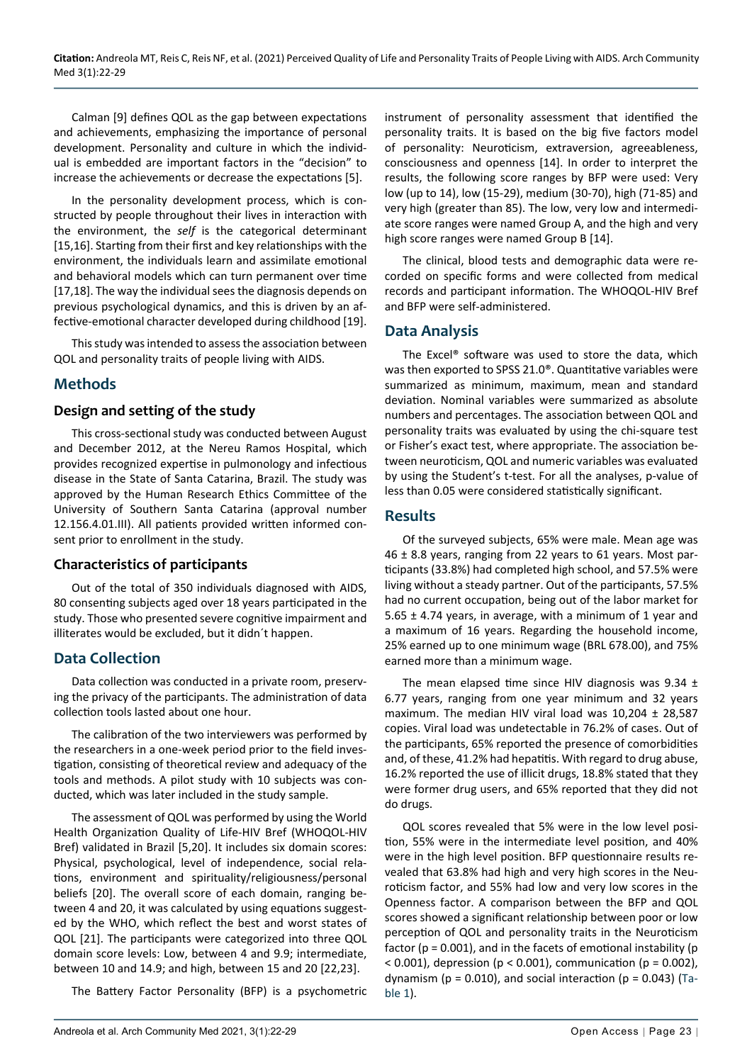Calman [9] defines QOL as the gap between expectations and achievements, emphasizing the importance of personal development. Personality and culture in which the individual is embedded are important factors in the "decision" to increase the achievements or decrease the expectations [5].

In the personality development process, which is constructed by people throughout their lives in interaction with the environment, the *self* is the categorical determinant [15,16]. Starting from their first and key relationships with the environment, the individuals learn and assimilate emotional and behavioral models which can turn permanent over time [17,18]. The way the individual sees the diagnosis depends on previous psychological dynamics, and this is driven by an affective-emotional character developed during childhood [19].

This study was intended to assess the association between QOL and personality traits of people living with AIDS.

## Methods

### Design and setting of the study

This cross-sectional study was conducted between August and December 2012, at the Nereu Ramos Hospital, which provides recognized expertise in pulmonology and infectious disease in the State of Santa Catarina, Brazil. The study was approved by the Human Research Ethics Committee of the University of Southern Santa Catarina (approval number 12.156.4.01.III). All patients provided written informed consent prior to enrollment in the study.

### Characteristics of participants

Out of the total of 350 individuals diagnosed with AIDS, 80 consenting subjects aged over 18 years participated in the study. Those who presented severe cognitive impairment and illiterates would be excluded, but it didn´t happen.

## Data Collection

Data collection was conducted in a private room, preserving the privacy of the participants. The administration of data collection tools lasted about one hour.

The calibration of the two interviewers was performed by the researchers in a one-week period prior to the field investigation, consisting of theoretical review and adequacy of the tools and methods. A pilot study with 10 subjects was conducted, which was later included in the study sample.

The assessment of QOL was performed by using the World Health Organization Quality of Life-HIV Bref (WHOQOL-HIV Bref) validated in Brazil [5,20]. It includes six domain scores: Physical, psychological, level of independence, social relations, environment and spirituality/religiousness/personal beliefs [20]. The overall score of each domain, ranging between 4 and 20, it was calculated by using equations suggested by the WHO, which reflect the best and worst states of QOL [21]. The participants were categorized into three QOL domain score levels: Low, between 4 and 9.9; intermediate, between 10 and 14.9; and high, between 15 and 20 [22,23].

The Battery Factor Personality (BFP) is a psychometric instrument of personality assessment that identified the personality traits. It is based on the big five factors model of personality: Neuroticism, extraversion, agreeableness, consciousness and openness [14]. In order to interpret the results, the following score ranges by BFP were used: Very low (up to 14), low (15-29), medium (30-70), high (71-85) and very high (greater than 85). The low, very low and intermediate score ranges were named Group A, and the high and very high score ranges were named Group B [14].

The clinical, blood tests and demographic data were recorded on specific forms and were collected from medical records and participant information. The WHOQOL-HIV Bref and BFP were self-administered.

## Data Analysis

The Excel® software was used to store the data, which was then exported to SPSS 21.0®. Quantitative variables were summarized as minimum, maximum, mean and standard deviation. Nominal variables were summarized as absolute numbers and percentages. The association between QOL and personality traits was evaluated by using the chi-square test or Fisher's exact test, where appropriate. The association between neuroticism, QOL and numeric variables was evaluated by using the Student's t-test. For all the analyses, p-value of less than 0.05 were considered statistically significant.

## Results

Of the surveyed subjects, 65% were male. Mean age was 46 ± 8.8 years, ranging from 22 years to 61 years. Most participants (33.8%) had completed high school, and 57.5% were living without a steady partner. Out of the participants, 57.5% had no current occupation, being out of the labor market for 5.65 ± 4.74 years, in average, with a minimum of 1 year and a maximum of 16 years. Regarding the household income, 25% earned up to one minimum wage (BRL 678.00), and 75% earned more than a minimum wage.

The mean elapsed time since HIV diagnosis was 9.34 ± 6.77 years, ranging from one year minimum and 32 years maximum. The median HIV viral load was 10,204 ± 28,587 copies. Viral load was undetectable in 76.2% of cases. Out of the participants, 65% reported the presence of comorbidities and, of these, 41.2% had hepatitis. With regard to drug abuse, 16.2% reported the use of illicit drugs, 18.8% stated that they were former drug users, and 65% reported that they did not do drugs.

QOL scores revealed that 5% were in the low level position, 55% were in the intermediate level position, and 40% were in the high level position. BFP questionnaire results revealed that 63.8% had high and very high scores in the Neuroticism factor, and 55% had low and very low scores in the Openness factor. A comparison between the BFP and QOL scores showed a significant relationship between poor or low perception of QOL and personality traits in the Neuroticism factor ($p = 0.001$), and in the facets of emotional instability ($p < 0.001$), depression ($p < 0.001$), communication ($p = 0.002$), dynamism ($p = 0.010$), and social interaction ($p = 0.043$) (Table 1).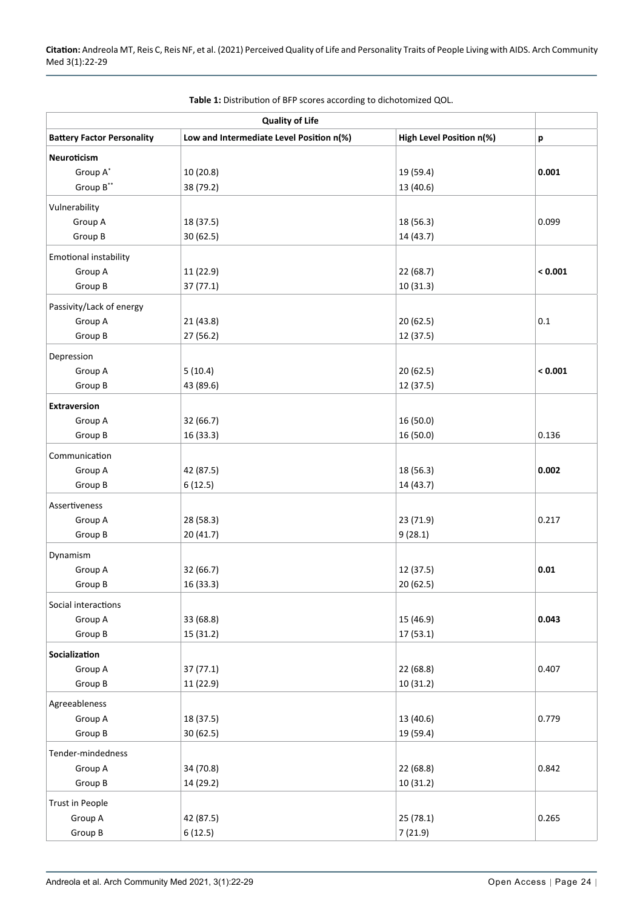**Table 1:** Distribution of BFP scores according to dichotomized QOL.

| | Quality of Life | | |
|---|---|---|---|
| **Battery Factor Personality** | **Low and Intermediate Level Position n(%)** | **High Level Position n(%)** | **p** |
| **Neuroticism** | | | |
| Group A* | 10 (20.8) | 19 (59.4) | **0.001** |
| Group B** | 38 (79.2) | 13 (40.6) | |
| Vulnerability | | | |
| Group A | 18 (37.5) | 18 (56.3) | 0.099 |
| Group B | 30 (62.5) | 14 (43.7) | |
| Emotional instability | | | |
| Group A | 11 (22.9) | 22 (68.7) | **< 0.001** |
| Group B | 37 (77.1) | 10 (31.3) | |
| Passivity/Lack of energy | | | |
| Group A | 21 (43.8) | 20 (62.5) | 0.1 |
| Group B | 27 (56.2) | 12 (37.5) | |
| Depression | | | |
| Group A | 5 (10.4) | 20 (62.5) | **< 0.001** |
| Group B | 43 (89.6) | 12 (37.5) | |
| **Extraversion** | | | |
| Group A | 32 (66.7) | 16 (50.0) | |
| Group B | 16 (33.3) | 16 (50.0) | 0.136 |
| Communication | | | |
| Group A | 42 (87.5) | 18 (56.3) | **0.002** |
| Group B | 6 (12.5) | 14 (43.7) | |
| Assertiveness | | | |
| Group A | 28 (58.3) | 23 (71.9) | 0.217 |
| Group B | 20 (41.7) | 9 (28.1) | |
| Dynamism | | | |
| Group A | 32 (66.7) | 12 (37.5) | **0.01** |
| Group B | 16 (33.3) | 20 (62.5) | |
| Social interactions | | | |
| Group A | 33 (68.8) | 15 (46.9) | **0.043** |
| Group B | 15 (31.2) | 17 (53.1) | |
| **Socialization** | | | |
| Group A | 37 (77.1) | 22 (68.8) | 0.407 |
| Group B | 11 (22.9) | 10 (31.2) | |
| Agreeableness | | | |
| Group A | 18 (37.5) | 13 (40.6) | 0.779 |
| Group B | 30 (62.5) | 19 (59.4) | |
| Tender-mindedness | | | |
| Group A | 34 (70.8) | 22 (68.8) | 0.842 |
| Group B | 14 (29.2) | 10 (31.2) | |
| Trust in People | | | |
| Group A | 42 (87.5) | 25 (78.1) | 0.265 |
| Group B | 6 (12.5) | 7 (21.9) | |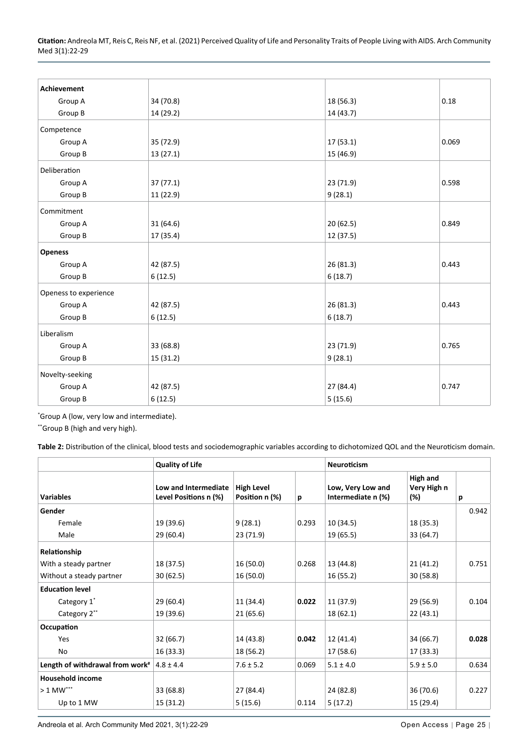| **Achievement** | | | |
|---|---|---|---|
| Group A | 34 (70.8) | 18 (56.3) | 0.18 |
| Group B | 14 (29.2) | 14 (43.7) | |
| Competence | | | |
| Group A | 35 (72.9) | 17 (53.1) | 0.069 |
| Group B | 13 (27.1) | 15 (46.9) | |
| Deliberation | | | |
| Group A | 37 (77.1) | 23 (71.9) | 0.598 |
| Group B | 11 (22.9) | 9 (28.1) | |
| Commitment | | | |
| Group A | 31 (64.6) | 20 (62.5) | 0.849 |
| Group B | 17 (35.4) | 12 (37.5) | |
| **Openess** | | | |
| Group A | 42 (87.5) | 26 (81.3) | 0.443 |
| Group B | 6 (12.5) | 6 (18.7) | |
| Openess to experience | | | |
| Group A | 42 (87.5) | 26 (81.3) | 0.443 |
| Group B | 6 (12.5) | 6 (18.7) | |
| Liberalism | | | |
| Group A | 33 (68.8) | 23 (71.9) | 0.765 |
| Group B | 15 (31.2) | 9 (28.1) | |
| Novelty-seeking | | | |
| Group A | 42 (87.5) | 27 (84.4) | 0.747 |
| Group B | 6 (12.5) | 5 (15.6) | |

*Group A (low, very low and intermediate).

**Group B (high and very high).

**Table 2:** Distribution of the clinical, blood tests and sociodemographic variables according to dichotomized QOL and the Neuroticism domain.

| | **Quality of Life** | | | **Neuroticism** | | |
|---|---|---|---|---|---|---|
| **Variables** | **Low and Intermediate Level Positions n (%)** | **High Level Position n (%)** | **p** | **Low, Very Low and Intermediate n (%)** | **High and Very High n (%)** | **p** |
| **Gender** | | | | | | 0.942 |
| Female | 19 (39.6) | 9 (28.1) | 0.293 | 10 (34.5) | 18 (35.3) | |
| Male | 29 (60.4) | 23 (71.9) | | 19 (65.5) | 33 (64.7) | |
| **Relationship** | | | | | | |
| With a steady partner | 18 (37.5) | 16 (50.0) | 0.268 | 13 (44.8) | 21 (41.2) | 0.751 |
| Without a steady partner | 30 (62.5) | 16 (50.0) | | 16 (55.2) | 30 (58.8) | |
| **Education level** | | | | | | |
| Category 1* | 29 (60.4) | 11 (34.4) | **0.022** | 11 (37.9) | 29 (56.9) | 0.104 |
| Category 2** | 19 (39.6) | 21 (65.6) | | 18 (62.1) | 22 (43.1) | |
| **Occupation** | | | | | | |
| Yes | 32 (66.7) | 14 (43.8) | **0.042** | 12 (41.4) | 34 (66.7) | **0.028** |
| No | 16 (33.3) | 18 (56.2) | | 17 (58.6) | 17 (33.3) | |
| **Length of withdrawal from work#** | 4.8 ± 4.4 | 7.6 ± 5.2 | 0.069 | 5.1 ± 4.0 | 5.9 ± 5.0 | 0.634 |
| **Household income** | | | | | | |
| > 1 MW*** | 33 (68.8) | 27 (84.4) | | 24 (82.8) | 36 (70.6) | 0.227 |
| Up to 1 MW | 15 (31.2) | 5 (15.6) | 0.114 | 5 (17.2) | 15 (29.4) | |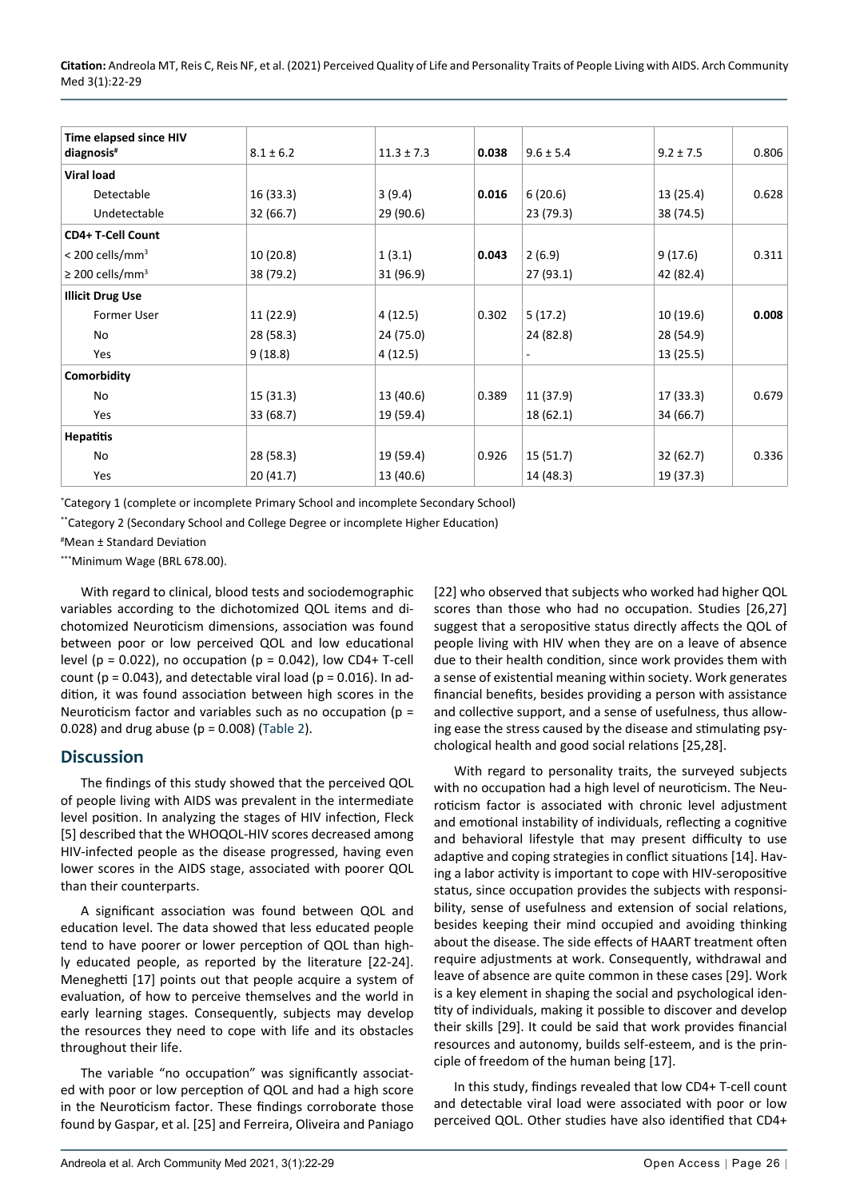| Time elapsed since HIV diagnosis[#] | $8.1 \pm 6.2$ | $11.3 \pm 7.3$ | **0.038** | $9.6 \pm 5.4$ | $9.2 \pm 7.5$ | 0.806 |
|---|---|---|---|---|---|---|
| **Viral load** | | | | | | |
| Detectable | 16 (33.3) | 3 (9.4) | **0.016** | 6 (20.6) | 13 (25.4) | 0.628 |
| Undetectable | 32 (66.7) | 29 (90.6) | | 23 (79.3) | 38 (74.5) | |
| **CD4+ T-Cell Count** | | | | | | |
| < 200 cells/mm³ | 10 (20.8) | 1 (3.1) | **0.043** | 2 (6.9) | 9 (17.6) | 0.311 |
| ≥ 200 cells/mm³ | 38 (79.2) | 31 (96.9) | | 27 (93.1) | 42 (82.4) | |
| **Illicit Drug Use** | | | | | | |
| Former User | 11 (22.9) | 4 (12.5) | 0.302 | 5 (17.2) | 10 (19.6) | **0.008** |
| No | 28 (58.3) | 24 (75.0) | | 24 (82.8) | 28 (54.9) | |
| Yes | 9 (18.8) | 4 (12.5) | | - | 13 (25.5) | |
| **Comorbidity** | | | | | | |
| No | 15 (31.3) | 13 (40.6) | 0.389 | 11 (37.9) | 17 (33.3) | 0.679 |
| Yes | 33 (68.7) | 19 (59.4) | | 18 (62.1) | 34 (66.7) | |
| **Hepatitis** | | | | | | |
| No | 28 (58.3) | 19 (59.4) | 0.926 | 15 (51.7) | 32 (62.7) | 0.336 |
| Yes | 20 (41.7) | 13 (40.6) | | 14 (48.3) | 19 (37.3) | |

*Category 1 (complete or incomplete Primary School and incomplete Secondary School)

**Category 2 (Secondary School and College Degree or incomplete Higher Education)

#Mean ± Standard Deviation

***Minimum Wage (BRL 678.00).

With regard to clinical, blood tests and sociodemographic variables according to the dichotomized QOL items and dichotomized Neuroticism dimensions, association was found between poor or low perceived QOL and low educational level ($p = 0.022$), no occupation ($p = 0.042$), low CD4+ T-cell count ($p = 0.043$), and detectable viral load ($p = 0.016$). In addition, it was found association between high scores in the Neuroticism factor and variables such as no occupation ($p = 0.028$) and drug abuse ($p = 0.008$) (Table 2).

## Discussion

The findings of this study showed that the perceived QOL of people living with AIDS was prevalent in the intermediate level position. In analyzing the stages of HIV infection, Fleck [5] described that the WHOQOL-HIV scores decreased among HIV-infected people as the disease progressed, having even lower scores in the AIDS stage, associated with poorer QOL than their counterparts.

A significant association was found between QOL and education level. The data showed that less educated people tend to have poorer or lower perception of QOL than highly educated people, as reported by the literature [22-24]. Meneghetti [17] points out that people acquire a system of evaluation, of how to perceive themselves and the world in early learning stages. Consequently, subjects may develop the resources they need to cope with life and its obstacles throughout their life.

The variable "no occupation" was significantly associated with poor or low perception of QOL and had a high score in the Neuroticism factor. These findings corroborate those found by Gaspar, et al. [25] and Ferreira, Oliveira and Paniago [22] who observed that subjects who worked had higher QOL scores than those who had no occupation. Studies [26,27] suggest that a seropositive status directly affects the QOL of people living with HIV when they are on a leave of absence due to their health condition, since work provides them with a sense of existential meaning within society. Work generates financial benefits, besides providing a person with assistance and collective support, and a sense of usefulness, thus allowing ease the stress caused by the disease and stimulating psychological health and good social relations [25,28].

With regard to personality traits, the surveyed subjects with no occupation had a high level of neuroticism. The Neuroticism factor is associated with chronic level adjustment and emotional instability of individuals, reflecting a cognitive and behavioral lifestyle that may present difficulty to use adaptive and coping strategies in conflict situations [14]. Having a labor activity is important to cope with HIV-seropositive status, since occupation provides the subjects with responsibility, sense of usefulness and extension of social relations, besides keeping their mind occupied and avoiding thinking about the disease. The side effects of HAART treatment often require adjustments at work. Consequently, withdrawal and leave of absence are quite common in these cases [29]. Work is a key element in shaping the social and psychological identity of individuals, making it possible to discover and develop their skills [29]. It could be said that work provides financial resources and autonomy, builds self-esteem, and is the principle of freedom of the human being [17].

In this study, findings revealed that low CD4+ T-cell count and detectable viral load were associated with poor or low perceived QOL. Other studies have also identified that CD4+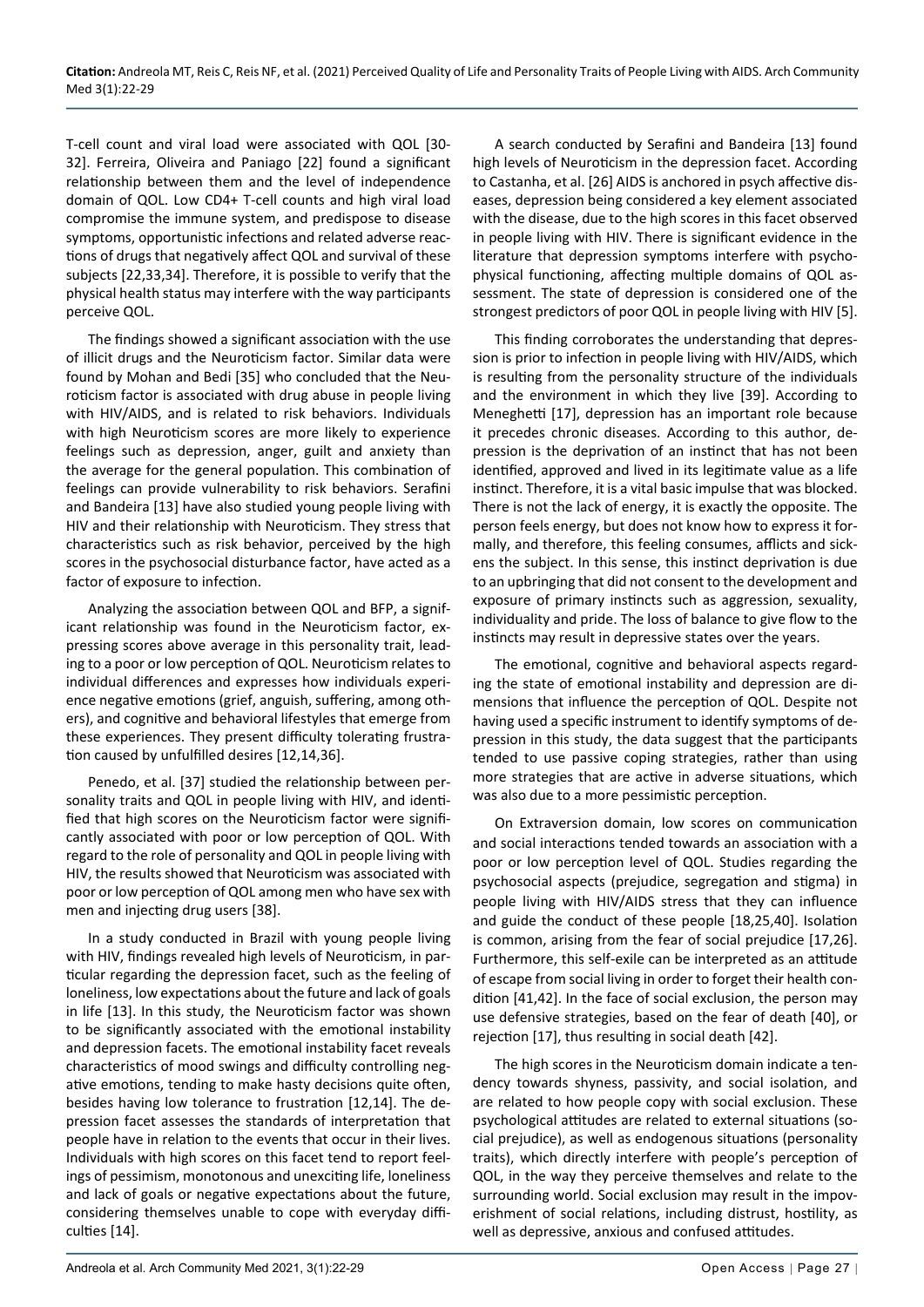T-cell count and viral load were associated with QOL [30-32]. Ferreira, Oliveira and Paniago [22] found a significant relationship between them and the level of independence domain of QOL. Low CD4+ T-cell counts and high viral load compromise the immune system, and predispose to disease symptoms, opportunistic infections and related adverse reactions of drugs that negatively affect QOL and survival of these subjects [22,33,34]. Therefore, it is possible to verify that the physical health status may interfere with the way participants perceive QOL.

The findings showed a significant association with the use of illicit drugs and the Neuroticism factor. Similar data were found by Mohan and Bedi [35] who concluded that the Neuroticism factor is associated with drug abuse in people living with HIV/AIDS, and is related to risk behaviors. Individuals with high Neuroticism scores are more likely to experience feelings such as depression, anger, guilt and anxiety than the average for the general population. This combination of feelings can provide vulnerability to risk behaviors. Serafini and Bandeira [13] have also studied young people living with HIV and their relationship with Neuroticism. They stress that characteristics such as risk behavior, perceived by the high scores in the psychosocial disturbance factor, have acted as a factor of exposure to infection.

Analyzing the association between QOL and BFP, a significant relationship was found in the Neuroticism factor, expressing scores above average in this personality trait, leading to a poor or low perception of QOL. Neuroticism relates to individual differences and expresses how individuals experience negative emotions (grief, anguish, suffering, among others), and cognitive and behavioral lifestyles that emerge from these experiences. They present difficulty tolerating frustration caused by unfulfilled desires [12,14,36].

Penedo, et al. [37] studied the relationship between personality traits and QOL in people living with HIV, and identified that high scores on the Neuroticism factor were significantly associated with poor or low perception of QOL. With regard to the role of personality and QOL in people living with HIV, the results showed that Neuroticism was associated with poor or low perception of QOL among men who have sex with men and injecting drug users [38].

In a study conducted in Brazil with young people living with HIV, findings revealed high levels of Neuroticism, in particular regarding the depression facet, such as the feeling of loneliness, low expectations about the future and lack of goals in life [13]. In this study, the Neuroticism factor was shown to be significantly associated with the emotional instability and depression facets. The emotional instability facet reveals characteristics of mood swings and difficulty controlling negative emotions, tending to make hasty decisions quite often, besides having low tolerance to frustration [12,14]. The depression facet assesses the standards of interpretation that people have in relation to the events that occur in their lives. Individuals with high scores on this facet tend to report feelings of pessimism, monotonous and unexciting life, loneliness and lack of goals or negative expectations about the future, considering themselves unable to cope with everyday difficulties [14].

A search conducted by Serafini and Bandeira [13] found high levels of Neuroticism in the depression facet. According to Castanha, et al. [26] AIDS is anchored in psych affective diseases, depression being considered a key element associated with the disease, due to the high scores in this facet observed in people living with HIV. There is significant evidence in the literature that depression symptoms interfere with psychophysical functioning, affecting multiple domains of QOL assessment. The state of depression is considered one of the strongest predictors of poor QOL in people living with HIV [5].

This finding corroborates the understanding that depression is prior to infection in people living with HIV/AIDS, which is resulting from the personality structure of the individuals and the environment in which they live [39]. According to Meneghetti [17], depression has an important role because it precedes chronic diseases. According to this author, depression is the deprivation of an instinct that has not been identified, approved and lived in its legitimate value as a life instinct. Therefore, it is a vital basic impulse that was blocked. There is not the lack of energy, it is exactly the opposite. The person feels energy, but does not know how to express it formally, and therefore, this feeling consumes, afflicts and sickens the subject. In this sense, this instinct deprivation is due to an upbringing that did not consent to the development and exposure of primary instincts such as aggression, sexuality, individuality and pride. The loss of balance to give flow to the instincts may result in depressive states over the years.

The emotional, cognitive and behavioral aspects regarding the state of emotional instability and depression are dimensions that influence the perception of QOL. Despite not having used a specific instrument to identify symptoms of depression in this study, the data suggest that the participants tended to use passive coping strategies, rather than using more strategies that are active in adverse situations, which was also due to a more pessimistic perception.

On Extraversion domain, low scores on communication and social interactions tended towards an association with a poor or low perception level of QOL. Studies regarding the psychosocial aspects (prejudice, segregation and stigma) in people living with HIV/AIDS stress that they can influence and guide the conduct of these people [18,25,40]. Isolation is common, arising from the fear of social prejudice [17,26]. Furthermore, this self-exile can be interpreted as an attitude of escape from social living in order to forget their health condition [41,42]. In the face of social exclusion, the person may use defensive strategies, based on the fear of death [40], or rejection [17], thus resulting in social death [42].

The high scores in the Neuroticism domain indicate a tendency towards shyness, passivity, and social isolation, and are related to how people copy with social exclusion. These psychological attitudes are related to external situations (social prejudice), as well as endogenous situations (personality traits), which directly interfere with people's perception of QOL, in the way they perceive themselves and relate to the surrounding world. Social exclusion may result in the impoverishment of social relations, including distrust, hostility, as well as depressive, anxious and confused attitudes.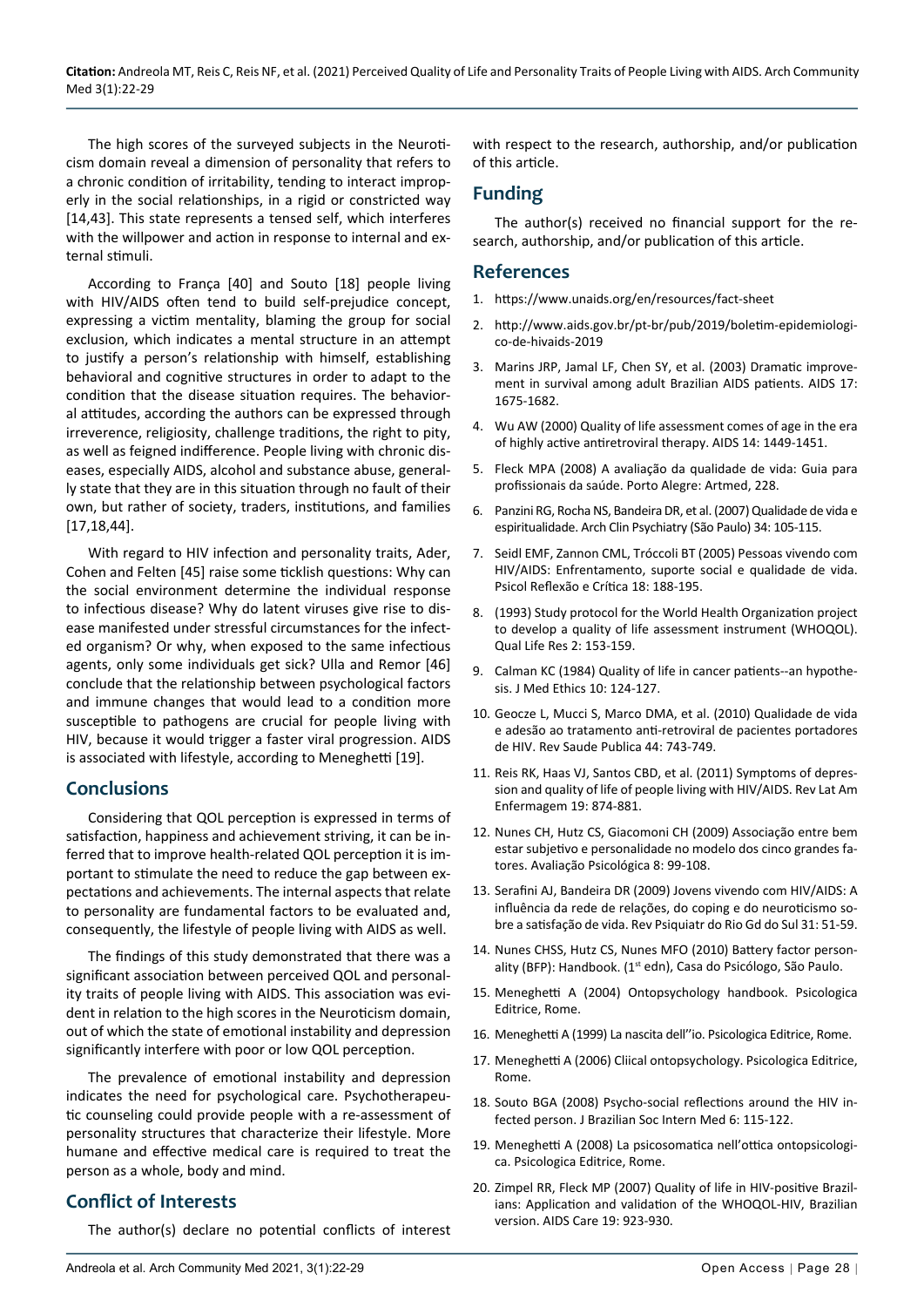The high scores of the surveyed subjects in the Neuroticism domain reveal a dimension of personality that refers to a chronic condition of irritability, tending to interact improperly in the social relationships, in a rigid or constricted way [14,43]. This state represents a tensed self, which interferes with the willpower and action in response to internal and external stimuli.

According to França [40] and Souto [18] people living with HIV/AIDS often tend to build self-prejudice concept, expressing a victim mentality, blaming the group for social exclusion, which indicates a mental structure in an attempt to justify a person's relationship with himself, establishing behavioral and cognitive structures in order to adapt to the condition that the disease situation requires. The behavioral attitudes, according the authors can be expressed through irreverence, religiosity, challenge traditions, the right to pity, as well as feigned indifference. People living with chronic diseases, especially AIDS, alcohol and substance abuse, generally state that they are in this situation through no fault of their own, but rather of society, traders, institutions, and families [17,18,44].

With regard to HIV infection and personality traits, Ader, Cohen and Felten [45] raise some ticklish questions: Why can the social environment determine the individual response to infectious disease? Why do latent viruses give rise to disease manifested under stressful circumstances for the infected organism? Or why, when exposed to the same infectious agents, only some individuals get sick? Ulla and Remor [46] conclude that the relationship between psychological factors and immune changes that would lead to a condition more susceptible to pathogens are crucial for people living with HIV, because it would trigger a faster viral progression. AIDS is associated with lifestyle, according to Meneghetti [19].

## Conclusions

Considering that QOL perception is expressed in terms of satisfaction, happiness and achievement striving, it can be inferred that to improve health-related QOL perception it is important to stimulate the need to reduce the gap between expectations and achievements. The internal aspects that relate to personality are fundamental factors to be evaluated and, consequently, the lifestyle of people living with AIDS as well.

The findings of this study demonstrated that there was a significant association between perceived QOL and personality traits of people living with AIDS. This association was evident in relation to the high scores in the Neuroticism domain, out of which the state of emotional instability and depression significantly interfere with poor or low QOL perception.

The prevalence of emotional instability and depression indicates the need for psychological care. Psychotherapeutic counseling could provide people with a re-assessment of personality structures that characterize their lifestyle. More humane and effective medical care is required to treat the person as a whole, body and mind.

## Conflict of Interests

The author(s) declare no potential conflicts of interest with respect to the research, authorship, and/or publication of this article.

## Funding

The author(s) received no financial support for the research, authorship, and/or publication of this article.

## References

1. https://www.unaids.org/en/resources/fact-sheet
2. http://www.aids.gov.br/pt-br/pub/2019/boletim-epidemiologico-de-hivaids-2019
3. Marins JRP, Jamal LF, Chen SY, et al. (2003) Dramatic improvement in survival among adult Brazilian AIDS patients. AIDS 17: 1675-1682.
4. Wu AW (2000) Quality of life assessment comes of age in the era of highly active antiretroviral therapy. AIDS 14: 1449-1451.
5. Fleck MPA (2008) A avaliação da qualidade de vida: Guia para profissionais da saúde. Porto Alegre: Artmed, 228.
6. Panzini RG, Rocha NS, Bandeira DR, et al. (2007) Qualidade de vida e espiritualidade. Arch Clin Psychiatry (São Paulo) 34: 105-115.
7. Seidl EMF, Zannon CML, Tróccoli BT (2005) Pessoas vivendo com HIV/AIDS: Enfrentamento, suporte social e qualidade de vida. Psicol Reflexão e Crítica 18: 188-195.
8. (1993) Study protocol for the World Health Organization project to develop a quality of life assessment instrument (WHOQOL). Qual Life Res 2: 153-159.
9. Calman KC (1984) Quality of life in cancer patients--an hypothesis. J Med Ethics 10: 124-127.
10. Geocze L, Mucci S, Marco DMA, et al. (2010) Qualidade de vida e adesão ao tratamento anti-retroviral de pacientes portadores de HIV. Rev Saude Publica 44: 743-749.
11. Reis RK, Haas VJ, Santos CBD, et al. (2011) Symptoms of depression and quality of life of people living with HIV/AIDS. Rev Lat Am Enfermagem 19: 874-881.
12. Nunes CH, Hutz CS, Giacomoni CH (2009) Associação entre bem estar subjetivo e personalidade no modelo dos cinco grandes fatores. Avaliação Psicológica 8: 99-108.
13. Serafini AJ, Bandeira DR (2009) Jovens vivendo com HIV/AIDS: A influência da rede de relações, do coping e do neuroticismo sobre a satisfação de vida. Rev Psiquiatr do Rio Gd do Sul 31: 51-59.
14. Nunes CHSS, Hutz CS, Nunes MFO (2010) Battery factor personality (BFP): Handbook. (1st edn), Casa do Psicólogo, São Paulo.
15. Meneghetti A (2004) Ontopsychology handbook. Psicologica Editrice, Rome.
16. Meneghetti A (1999) La nascita dell''io. Psicologica Editrice, Rome.
17. Meneghetti A (2006) Cliical ontopsychology. Psicologica Editrice, Rome.
18. Souto BGA (2008) Psycho-social reflections around the HIV infected person. J Brazilian Soc Intern Med 6: 115-122.
19. Meneghetti A (2008) La psicosomatica nell'ottica ontopsicologica. Psicologica Editrice, Rome.
20. Zimpel RR, Fleck MP (2007) Quality of life in HIV-positive Brazilians: Application and validation of the WHOQOL-HIV, Brazilian version. AIDS Care 19: 923-930.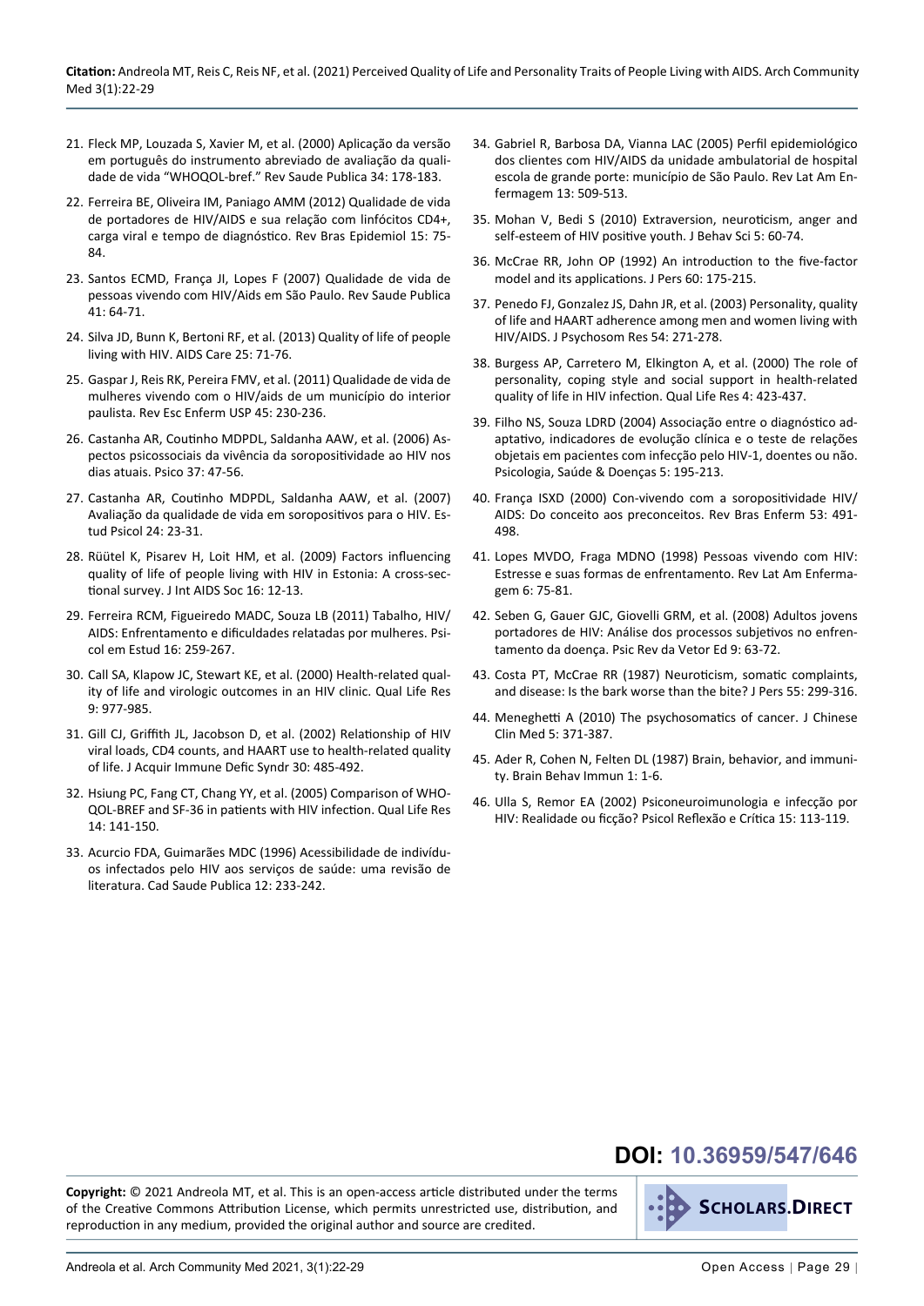21. Fleck MP, Louzada S, Xavier M, et al. (2000) Aplicação da versão em português do instrumento abreviado de avaliação da qualidade de vida "WHOQOL-bref." Rev Saude Publica 34: 178-183.

22. Ferreira BE, Oliveira IM, Paniago AMM (2012) Qualidade de vida de portadores de HIV/AIDS e sua relação com linfócitos CD4+, carga viral e tempo de diagnóstico. Rev Bras Epidemiol 15: 75-84.

23. Santos ECMD, França JI, Lopes F (2007) Qualidade de vida de pessoas vivendo com HIV/Aids em São Paulo. Rev Saude Publica 41: 64-71.

24. Silva JD, Bunn K, Bertoni RF, et al. (2013) Quality of life of people living with HIV. AIDS Care 25: 71-76.

25. Gaspar J, Reis RK, Pereira FMV, et al. (2011) Qualidade de vida de mulheres vivendo com o HIV/aids de um município do interior paulista. Rev Esc Enferm USP 45: 230-236.

26. Castanha AR, Coutinho MDPDL, Saldanha AAW, et al. (2006) Aspectos psicossociais da vivência da soropositividade ao HIV nos dias atuais. Psico 37: 47-56.

27. Castanha AR, Coutinho MDPDL, Saldanha AAW, et al. (2007) Avaliação da qualidade de vida em soropositivos para o HIV. Estud Psicol 24: 23-31.

28. Rüütel K, Pisarev H, Loit HM, et al. (2009) Factors influencing quality of life of people living with HIV in Estonia: A cross-sectional survey. J Int AIDS Soc 16: 12-13.

29. Ferreira RCM, Figueiredo MADC, Souza LB (2011) Tabalho, HIV/AIDS: Enfrentamento e dificuldades relatadas por mulheres. Psicol em Estud 16: 259-267.

30. Call SA, Klapow JC, Stewart KE, et al. (2000) Health-related quality of life and virologic outcomes in an HIV clinic. Qual Life Res 9: 977-985.

31. Gill CJ, Griffith JL, Jacobson D, et al. (2002) Relationship of HIV viral loads, CD4 counts, and HAART use to health-related quality of life. J Acquir Immune Defic Syndr 30: 485-492.

32. Hsiung PC, Fang CT, Chang YY, et al. (2005) Comparison of WHOQOL-BREF and SF-36 in patients with HIV infection. Qual Life Res 14: 141-150.

33. Acurcio FDA, Guimarães MDC (1996) Acessibilidade de indivíduos infectados pelo HIV aos serviços de saúde: uma revisão de literatura. Cad Saude Publica 12: 233-242.

34. Gabriel R, Barbosa DA, Vianna LAC (2005) Perfil epidemiológico dos clientes com HIV/AIDS da unidade ambulatorial de hospital escola de grande porte: município de São Paulo. Rev Lat Am Enfermagem 13: 509-513.

35. Mohan V, Bedi S (2010) Extraversion, neuroticism, anger and self-esteem of HIV positive youth. J Behav Sci 5: 60-74.

36. McCrae RR, John OP (1992) An introduction to the five-factor model and its applications. J Pers 60: 175-215.

37. Penedo FJ, Gonzalez JS, Dahn JR, et al. (2003) Personality, quality of life and HAART adherence among men and women living with HIV/AIDS. J Psychosom Res 54: 271-278.

38. Burgess AP, Carretero M, Elkington A, et al. (2000) The role of personality, coping style and social support in health-related quality of life in HIV infection. Qual Life Res 4: 423-437.

39. Filho NS, Souza LDRD (2004) Associação entre o diagnóstico adaptativo, indicadores de evolução clínica e o teste de relações objetais em pacientes com infecção pelo HIV-1, doentes ou não. Psicologia, Saúde & Doenças 5: 195-213.

40. França ISXD (2000) Con-vivendo com a soropositividade HIV/AIDS: Do conceito aos preconceitos. Rev Bras Enferm 53: 491-498.

41. Lopes MVDO, Fraga MDNO (1998) Pessoas vivendo com HIV: Estresse e suas formas de enfrentamento. Rev Lat Am Enfermagem 6: 75-81.

42. Seben G, Gauer GJC, Giovelli GRM, et al. (2008) Adultos jovens portadores de HIV: Análise dos processos subjetivos no enfrentamento da doença. Psic Rev da Vetor Ed 9: 63-72.

43. Costa PT, McCrae RR (1987) Neuroticism, somatic complaints, and disease: Is the bark worse than the bite? J Pers 55: 299-316.

44. Meneghetti A (2010) The psychosomatics of cancer. J Chinese Clin Med 5: 371-387.

45. Ader R, Cohen N, Felten DL (1987) Brain, behavior, and immunity. Brain Behav Immun 1: 1-6.

46. Ulla S, Remor EA (2002) Psiconeuroimunologia e infecção por HIV: Realidade ou ficção? Psicol Reflexão e Crítica 15: 113-119.

**DOI: 10.36959/547/646**

**Copyright:** © 2021 Andreola MT, et al. This is an open-access article distributed under the terms of the Creative Commons Attribution License, which permits unrestricted use, distribution, and reproduction in any medium, provided the original author and source are credited.